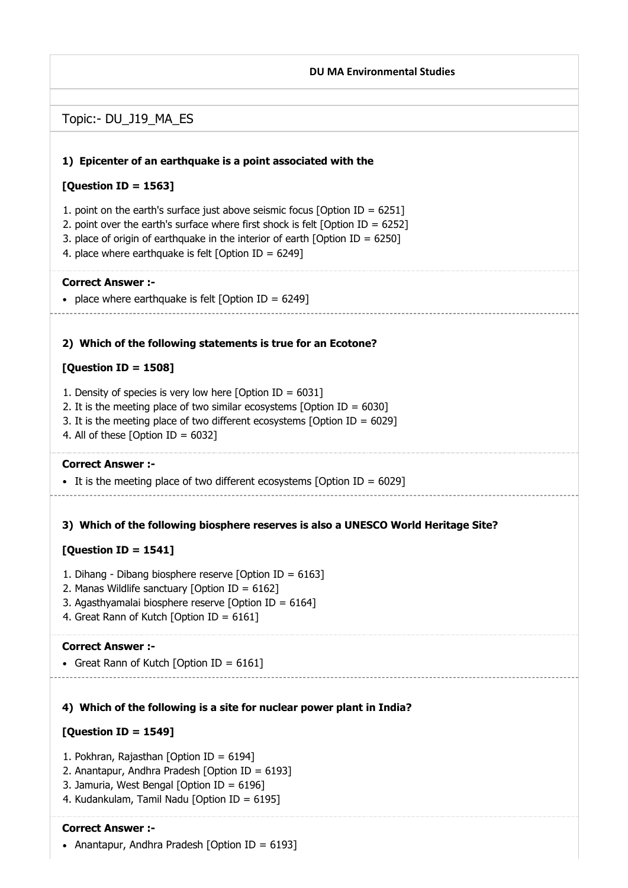**DU MA Environmental Studies**

Topic:- DU_J19_MA_ES

**1) Epicenter of an earthquake is a point associated with the**

**[Question ID = 1563]**

1. point on the earth's surface just above seismic focus [Option ID = 6251]
2. point over the earth's surface where first shock is felt [Option ID = 6252]
3. place of origin of earthquake in the interior of earth [Option ID = 6250]
4. place where earthquake is felt [Option ID = 6249]

**Correct Answer :-**

- place where earthquake is felt [Option ID = 6249]

**2) Which of the following statements is true for an Ecotone?**

**[Question ID = 1508]**

1. Density of species is very low here [Option ID = 6031]
2. It is the meeting place of two similar ecosystems [Option ID = 6030]
3. It is the meeting place of two different ecosystems [Option ID = 6029]
4. All of these [Option ID = 6032]

**Correct Answer :-**

- It is the meeting place of two different ecosystems [Option ID = 6029]

**3) Which of the following biosphere reserves is also a UNESCO World Heritage Site?**

**[Question ID = 1541]**

1. Dihang - Dibang biosphere reserve [Option ID = 6163]
2. Manas Wildlife sanctuary [Option ID = 6162]
3. Agasthyamalai biosphere reserve [Option ID = 6164]
4. Great Rann of Kutch [Option ID = 6161]

**Correct Answer :-**

- Great Rann of Kutch [Option ID = 6161]

**4) Which of the following is a site for nuclear power plant in India?**

**[Question ID = 1549]**

1. Pokhran, Rajasthan [Option ID = 6194]
2. Anantapur, Andhra Pradesh [Option ID = 6193]
3. Jamuria, West Bengal [Option ID = 6196]
4. Kudankulam, Tamil Nadu [Option ID = 6195]

**Correct Answer :-**

- Anantapur, Andhra Pradesh [Option ID = 6193]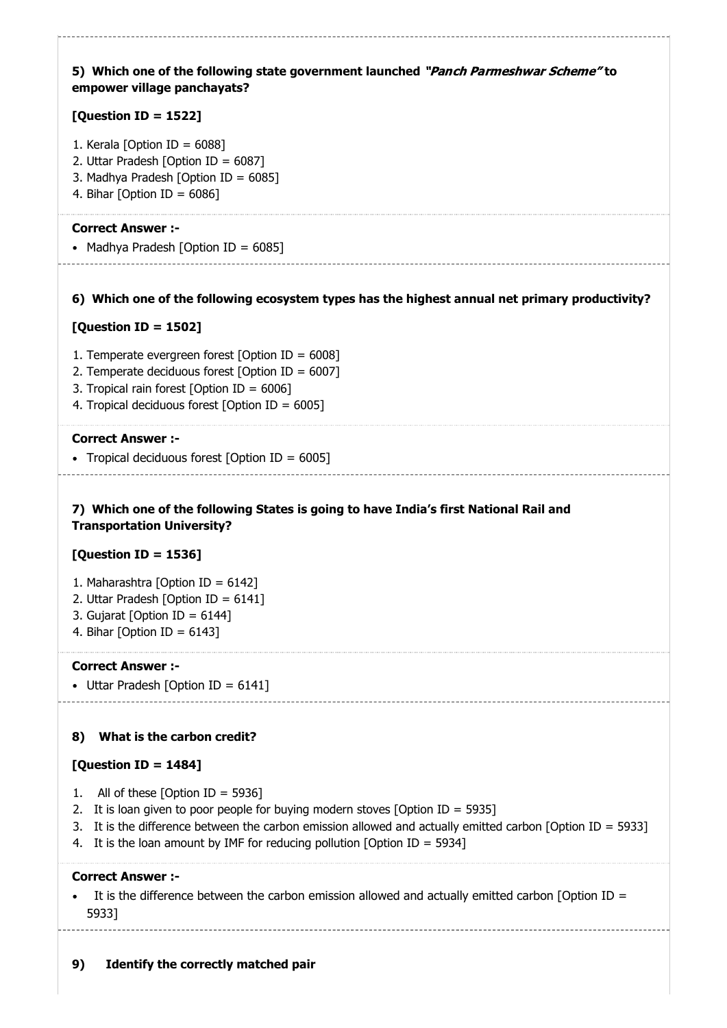**5) Which one of the following state government launched *"Panch Parmeshwar Scheme"* to empower village panchayats?**

**[Question ID = 1522]**

1. Kerala [Option ID = 6088]
2. Uttar Pradesh [Option ID = 6087]
3. Madhya Pradesh [Option ID = 6085]
4. Bihar [Option ID = 6086]

**Correct Answer :-**

- Madhya Pradesh [Option ID = 6085]

---

**6) Which one of the following ecosystem types has the highest annual net primary productivity?**

**[Question ID = 1502]**

1. Temperate evergreen forest [Option ID = 6008]
2. Temperate deciduous forest [Option ID = 6007]
3. Tropical rain forest [Option ID = 6006]
4. Tropical deciduous forest [Option ID = 6005]

**Correct Answer :-**

- Tropical deciduous forest [Option ID = 6005]

---

**7) Which one of the following States is going to have India's first National Rail and Transportation University?**

**[Question ID = 1536]**

1. Maharashtra [Option ID = 6142]
2. Uttar Pradesh [Option ID = 6141]
3. Gujarat [Option ID = 6144]
4. Bihar [Option ID = 6143]

**Correct Answer :-**

- Uttar Pradesh [Option ID = 6141]

---

**8) What is the carbon credit?**

**[Question ID = 1484]**

1. All of these [Option ID = 5936]
2. It is loan given to poor people for buying modern stoves [Option ID = 5935]
3. It is the difference between the carbon emission allowed and actually emitted carbon [Option ID = 5933]
4. It is the loan amount by IMF for reducing pollution [Option ID = 5934]

**Correct Answer :-**

- It is the difference between the carbon emission allowed and actually emitted carbon [Option ID = 5933]

---

**9) Identify the correctly matched pair**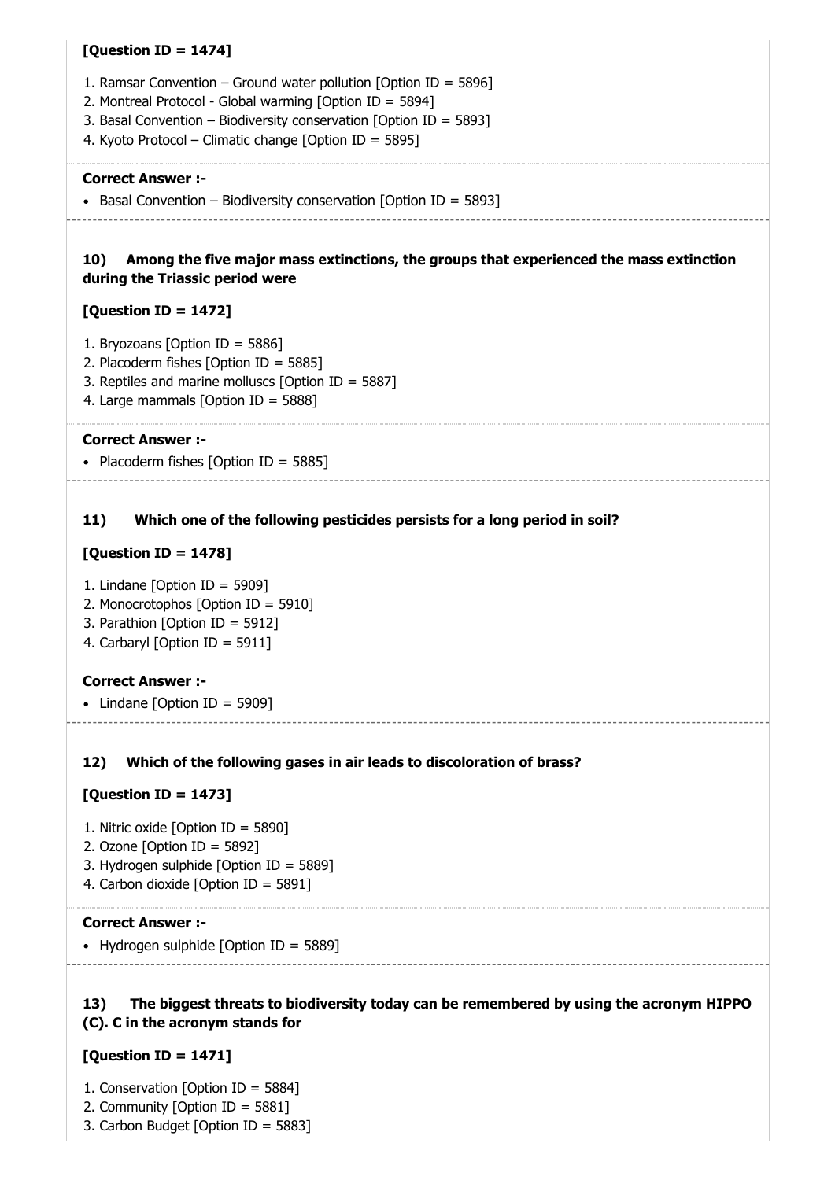**[Question ID = 1474]**

1. Ramsar Convention – Ground water pollution [Option ID = 5896]
2. Montreal Protocol - Global warming [Option ID = 5894]
3. Basal Convention – Biodiversity conservation [Option ID = 5893]
4. Kyoto Protocol – Climatic change [Option ID = 5895]

**Correct Answer :-**

- Basal Convention – Biodiversity conservation [Option ID = 5893]

**10) Among the five major mass extinctions, the groups that experienced the mass extinction during the Triassic period were**

**[Question ID = 1472]**

1. Bryozoans [Option ID = 5886]
2. Placoderm fishes [Option ID = 5885]
3. Reptiles and marine molluscs [Option ID = 5887]
4. Large mammals [Option ID = 5888]

**Correct Answer :-**

- Placoderm fishes [Option ID = 5885]

**11) Which one of the following pesticides persists for a long period in soil?**

**[Question ID = 1478]**

1. Lindane [Option ID = 5909]
2. Monocrotophos [Option ID = 5910]
3. Parathion [Option ID = 5912]
4. Carbaryl [Option ID = 5911]

**Correct Answer :-**

- Lindane [Option ID = 5909]

**12) Which of the following gases in air leads to discoloration of brass?**

**[Question ID = 1473]**

1. Nitric oxide [Option ID = 5890]
2. Ozone [Option ID = 5892]
3. Hydrogen sulphide [Option ID = 5889]
4. Carbon dioxide [Option ID = 5891]

**Correct Answer :-**

- Hydrogen sulphide [Option ID = 5889]

**13) The biggest threats to biodiversity today can be remembered by using the acronym HIPPO (C). C in the acronym stands for**

**[Question ID = 1471]**

1. Conservation [Option ID = 5884]
2. Community [Option ID = 5881]
3. Carbon Budget [Option ID = 5883]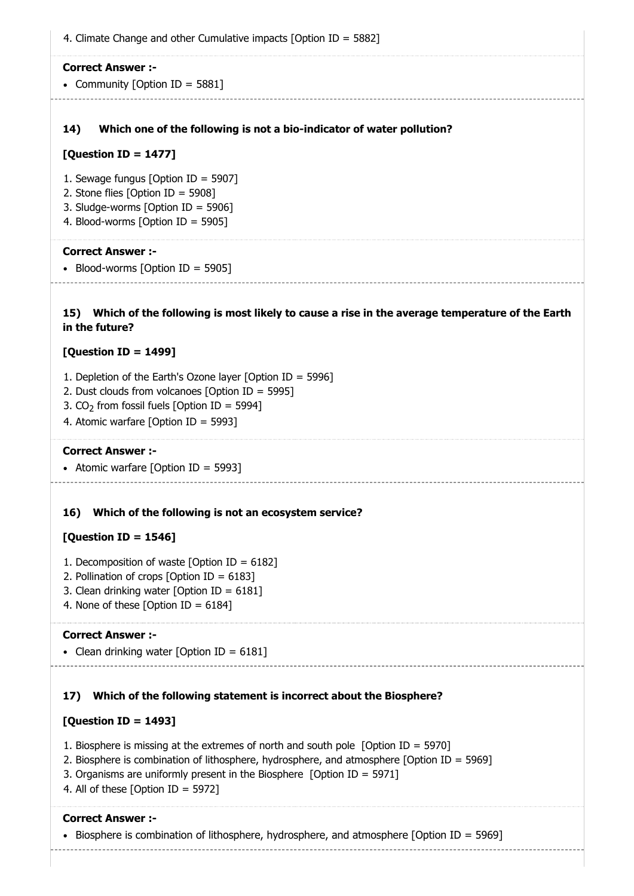4. Climate Change and other Cumulative impacts [Option ID = 5882]

**Correct Answer :-**

- Community [Option ID = 5881]

**14) Which one of the following is not a bio-indicator of water pollution?**

**[Question ID = 1477]**

1. Sewage fungus [Option ID = 5907]
2. Stone flies [Option ID = 5908]
3. Sludge-worms [Option ID = 5906]
4. Blood-worms [Option ID = 5905]

**Correct Answer :-**

- Blood-worms [Option ID = 5905]

**15) Which of the following is most likely to cause a rise in the average temperature of the Earth in the future?**

**[Question ID = 1499]**

1. Depletion of the Earth's Ozone layer [Option ID = 5996]
2. Dust clouds from volcanoes [Option ID = 5995]
3. $CO_2$ from fossil fuels [Option ID = 5994]
4. Atomic warfare [Option ID = 5993]

**Correct Answer :-**

- Atomic warfare [Option ID = 5993]

**16) Which of the following is not an ecosystem service?**

**[Question ID = 1546]**

1. Decomposition of waste [Option ID = 6182]
2. Pollination of crops [Option ID = 6183]
3. Clean drinking water [Option ID = 6181]
4. None of these [Option ID = 6184]

**Correct Answer :-**

- Clean drinking water [Option ID = 6181]

**17) Which of the following statement is incorrect about the Biosphere?**

**[Question ID = 1493]**

1. Biosphere is missing at the extremes of north and south pole [Option ID = 5970]
2. Biosphere is combination of lithosphere, hydrosphere, and atmosphere [Option ID = 5969]
3. Organisms are uniformly present in the Biosphere [Option ID = 5971]
4. All of these [Option ID = 5972]

**Correct Answer :-**

- Biosphere is combination of lithosphere, hydrosphere, and atmosphere [Option ID = 5969]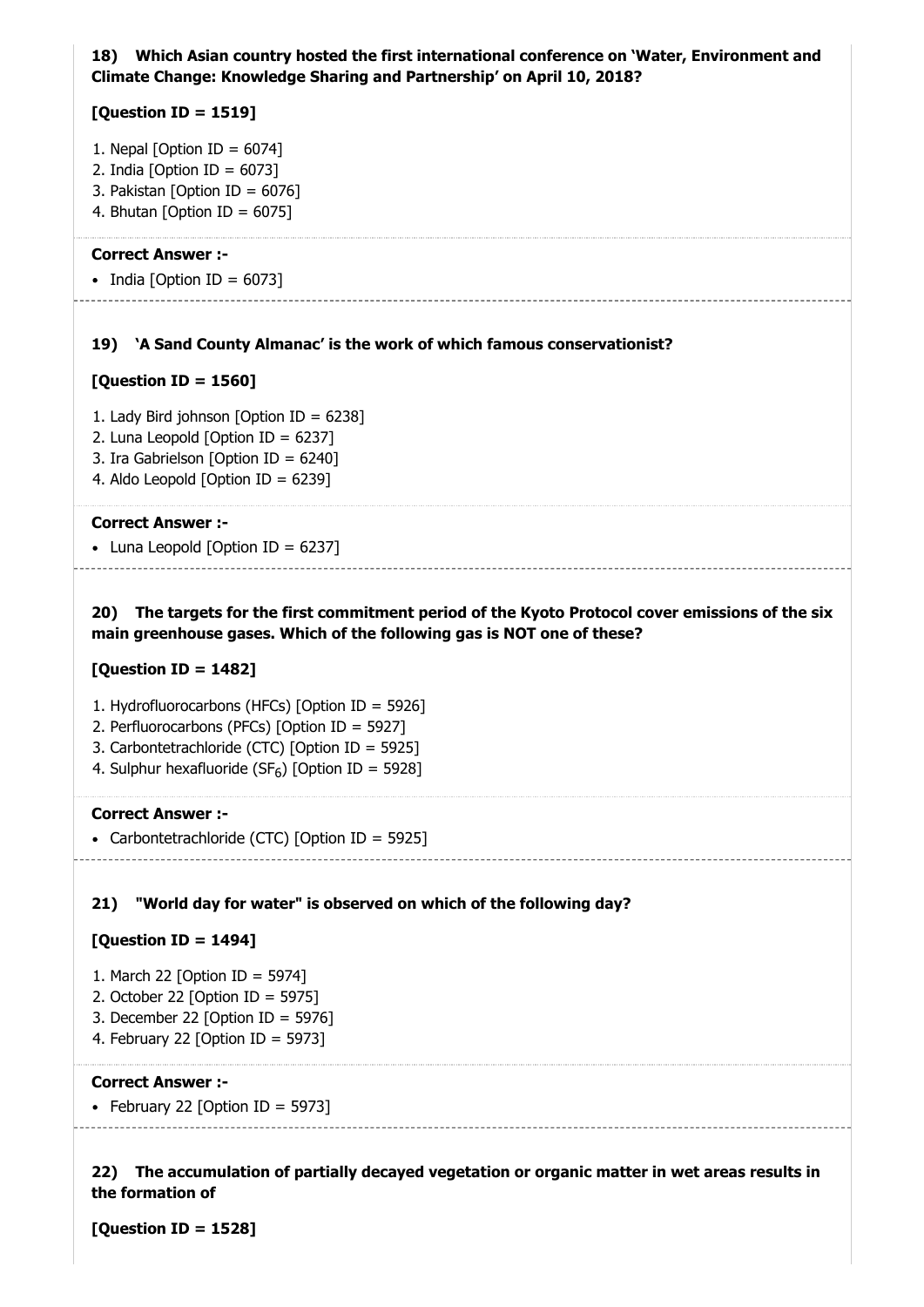**18) Which Asian country hosted the first international conference on 'Water, Environment and Climate Change: Knowledge Sharing and Partnership' on April 10, 2018?**

**[Question ID = 1519]**

1. Nepal [Option ID = 6074]
2. India [Option ID = 6073]
3. Pakistan [Option ID = 6076]
4. Bhutan [Option ID = 6075]

**Correct Answer :-**

- India [Option ID = 6073]

---

**19) 'A Sand County Almanac' is the work of which famous conservationist?**

**[Question ID = 1560]**

1. Lady Bird johnson [Option ID = 6238]
2. Luna Leopold [Option ID = 6237]
3. Ira Gabrielson [Option ID = 6240]
4. Aldo Leopold [Option ID = 6239]

**Correct Answer :-**

- Luna Leopold [Option ID = 6237]

---

**20) The targets for the first commitment period of the Kyoto Protocol cover emissions of the six main greenhouse gases. Which of the following gas is NOT one of these?**

**[Question ID = 1482]**

1. Hydrofluorocarbons (HFCs) [Option ID = 5926]
2. Perfluorocarbons (PFCs) [Option ID = 5927]
3. Carbontetrachloride (CTC) [Option ID = 5925]
4. Sulphur hexafluoride ($SF_6$) [Option ID = 5928]

**Correct Answer :-**

- Carbontetrachloride (CTC) [Option ID = 5925]

---

**21) "World day for water" is observed on which of the following day?**

**[Question ID = 1494]**

1. March 22 [Option ID = 5974]
2. October 22 [Option ID = 5975]
3. December 22 [Option ID = 5976]
4. February 22 [Option ID = 5973]

**Correct Answer :-**

- February 22 [Option ID = 5973]

---

**22) The accumulation of partially decayed vegetation or organic matter in wet areas results in the formation of**

**[Question ID = 1528]**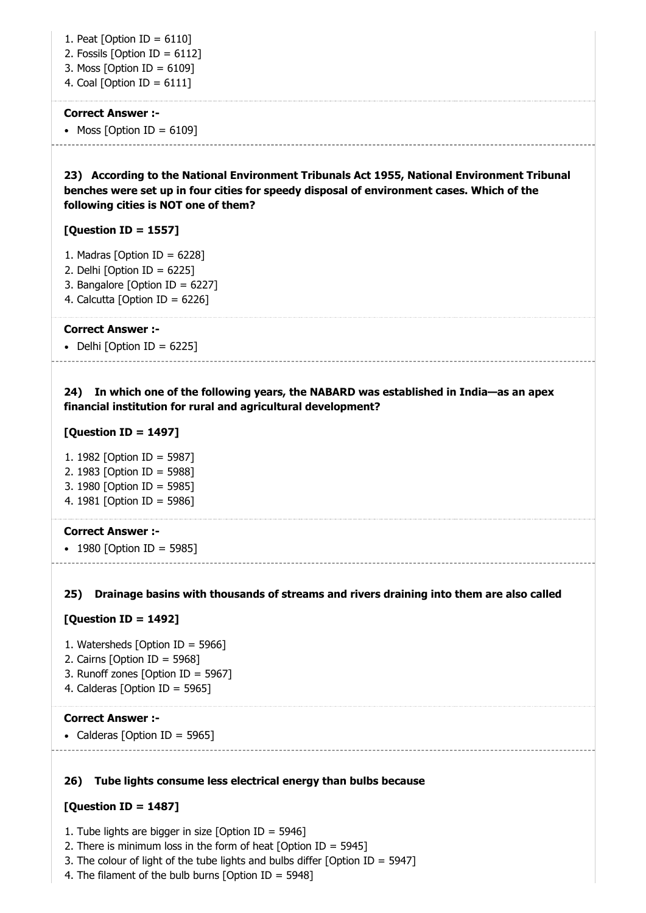1. Peat [Option ID = 6110]
2. Fossils [Option ID = 6112]
3. Moss [Option ID = 6109]
4. Coal [Option ID = 6111]

**Correct Answer :-**

- Moss [Option ID = 6109]

**23) According to the National Environment Tribunals Act 1955, National Environment Tribunal benches were set up in four cities for speedy disposal of environment cases. Which of the following cities is NOT one of them?**

**[Question ID = 1557]**

1. Madras [Option ID = 6228]
2. Delhi [Option ID = 6225]
3. Bangalore [Option ID = 6227]
4. Calcutta [Option ID = 6226]

**Correct Answer :-**

- Delhi [Option ID = 6225]

**24) In which one of the following years, the NABARD was established in India—as an apex financial institution for rural and agricultural development?**

**[Question ID = 1497]**

1. 1982 [Option ID = 5987]
2. 1983 [Option ID = 5988]
3. 1980 [Option ID = 5985]
4. 1981 [Option ID = 5986]

**Correct Answer :-**

- 1980 [Option ID = 5985]

**25) Drainage basins with thousands of streams and rivers draining into them are also called**

**[Question ID = 1492]**

1. Watersheds [Option ID = 5966]
2. Cairns [Option ID = 5968]
3. Runoff zones [Option ID = 5967]
4. Calderas [Option ID = 5965]

**Correct Answer :-**

- Calderas [Option ID = 5965]

**26) Tube lights consume less electrical energy than bulbs because**

**[Question ID = 1487]**

1. Tube lights are bigger in size [Option ID = 5946]
2. There is minimum loss in the form of heat [Option ID = 5945]
3. The colour of light of the tube lights and bulbs differ [Option ID = 5947]
4. The filament of the bulb burns [Option ID = 5948]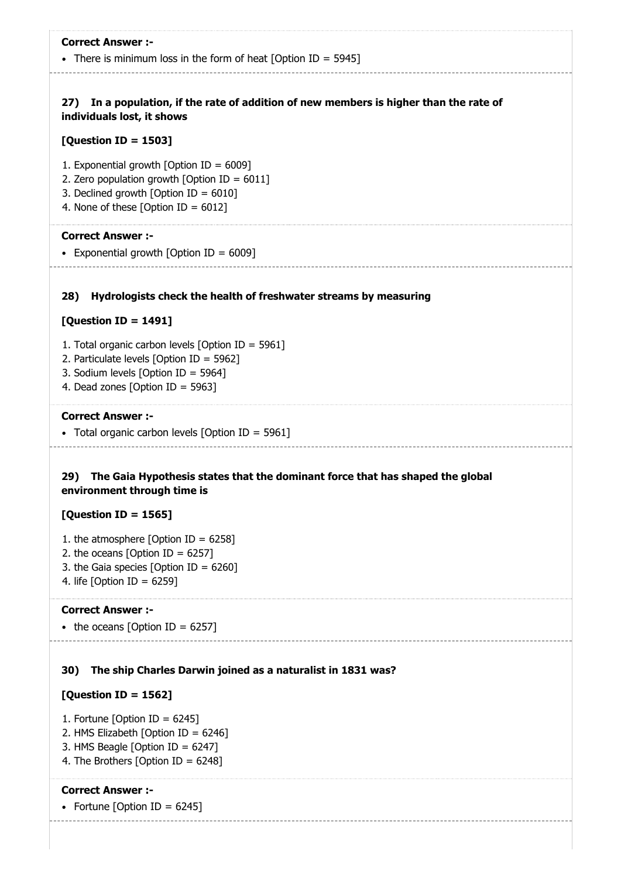**Correct Answer :-**

- There is minimum loss in the form of heat [Option ID = 5945]

**27) In a population, if the rate of addition of new members is higher than the rate of individuals lost, it shows**

**[Question ID = 1503]**

1. Exponential growth [Option ID = 6009]
2. Zero population growth [Option ID = 6011]
3. Declined growth [Option ID = 6010]
4. None of these [Option ID = 6012]

**Correct Answer :-**

- Exponential growth [Option ID = 6009]

**28) Hydrologists check the health of freshwater streams by measuring**

**[Question ID = 1491]**

1. Total organic carbon levels [Option ID = 5961]
2. Particulate levels [Option ID = 5962]
3. Sodium levels [Option ID = 5964]
4. Dead zones [Option ID = 5963]

**Correct Answer :-**

- Total organic carbon levels [Option ID = 5961]

**29) The Gaia Hypothesis states that the dominant force that has shaped the global environment through time is**

**[Question ID = 1565]**

1. the atmosphere [Option ID = 6258]
2. the oceans [Option ID = 6257]
3. the Gaia species [Option ID = 6260]
4. life [Option ID = 6259]

**Correct Answer :-**

- the oceans [Option ID = 6257]

**30) The ship Charles Darwin joined as a naturalist in 1831 was?**

**[Question ID = 1562]**

1. Fortune [Option ID = 6245]
2. HMS Elizabeth [Option ID = 6246]
3. HMS Beagle [Option ID = 6247]
4. The Brothers [Option ID = 6248]

**Correct Answer :-**

- Fortune [Option ID = 6245]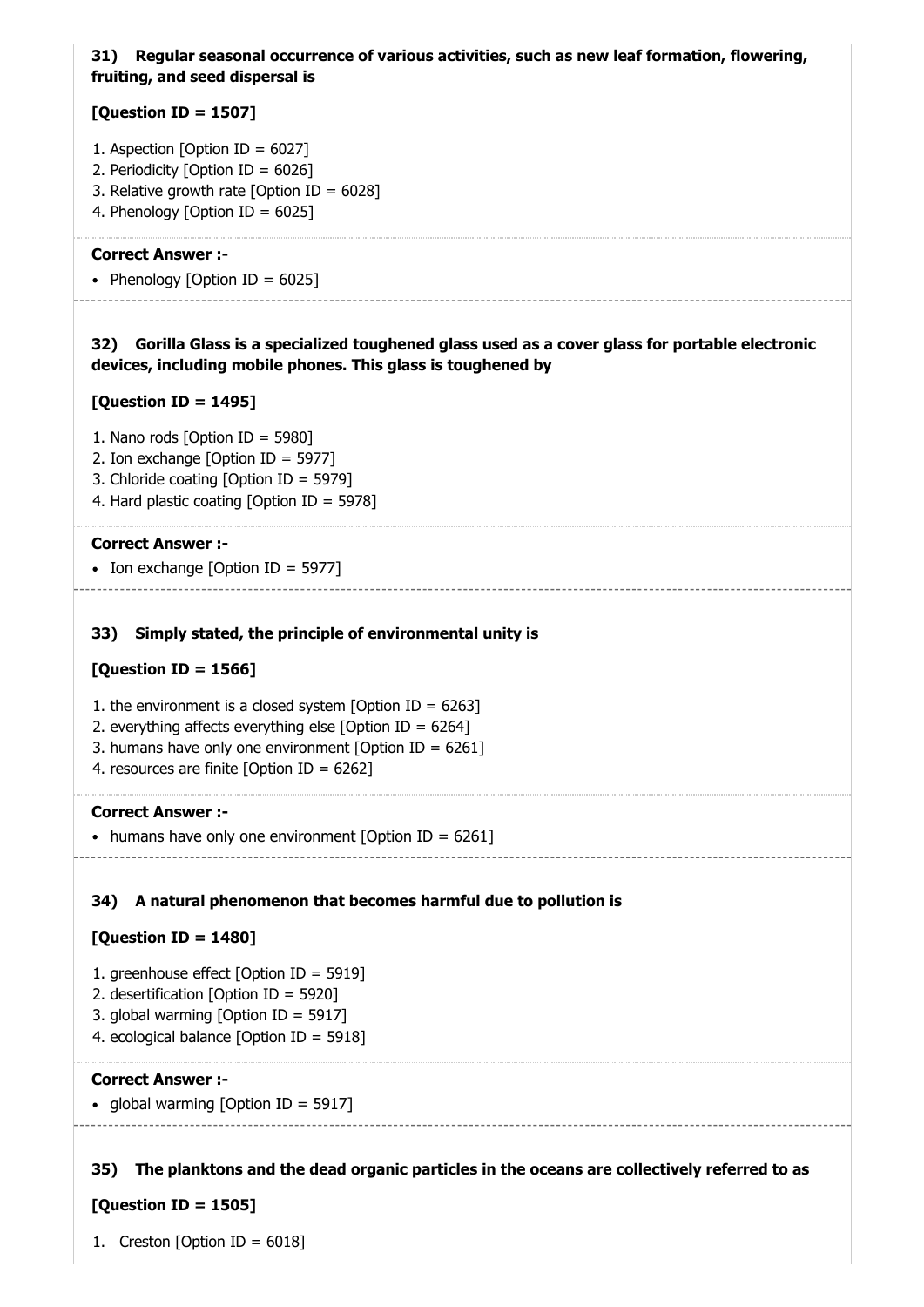**31) Regular seasonal occurrence of various activities, such as new leaf formation, flowering, fruiting, and seed dispersal is**

**[Question ID = 1507]**

1. Aspection [Option ID = 6027]
2. Periodicity [Option ID = 6026]
3. Relative growth rate [Option ID = 6028]
4. Phenology [Option ID = 6025]

**Correct Answer :-**

- Phenology [Option ID = 6025]

---

**32) Gorilla Glass is a specialized toughened glass used as a cover glass for portable electronic devices, including mobile phones. This glass is toughened by**

**[Question ID = 1495]**

1. Nano rods [Option ID = 5980]
2. Ion exchange [Option ID = 5977]
3. Chloride coating [Option ID = 5979]
4. Hard plastic coating [Option ID = 5978]

**Correct Answer :-**

- Ion exchange [Option ID = 5977]

---

**33) Simply stated, the principle of environmental unity is**

**[Question ID = 1566]**

1. the environment is a closed system [Option ID = 6263]
2. everything affects everything else [Option ID = 6264]
3. humans have only one environment [Option ID = 6261]
4. resources are finite [Option ID = 6262]

**Correct Answer :-**

- humans have only one environment [Option ID = 6261]

---

**34) A natural phenomenon that becomes harmful due to pollution is**

**[Question ID = 1480]**

1. greenhouse effect [Option ID = 5919]
2. desertification [Option ID = 5920]
3. global warming [Option ID = 5917]
4. ecological balance [Option ID = 5918]

**Correct Answer :-**

- global warming [Option ID = 5917]

---

**35) The planktons and the dead organic particles in the oceans are collectively referred to as**

**[Question ID = 1505]**

1. Creston [Option ID = 6018]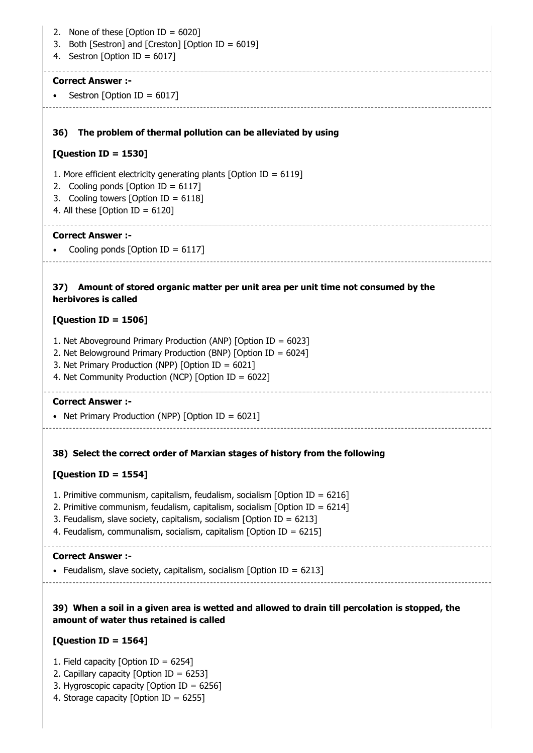2. None of these [Option ID = 6020]
3. Both [Sestron] and [Creston] [Option ID = 6019]
4. Sestron [Option ID = 6017]

**Correct Answer :-**

- Sestron [Option ID = 6017]

**36) The problem of thermal pollution can be alleviated by using**

**[Question ID = 1530]**

1. More efficient electricity generating plants [Option ID = 6119]
2. Cooling ponds [Option ID = 6117]
3. Cooling towers [Option ID = 6118]
4. All these [Option ID = 6120]

**Correct Answer :-**

- Cooling ponds [Option ID = 6117]

**37) Amount of stored organic matter per unit area per unit time not consumed by the herbivores is called**

**[Question ID = 1506]**

1. Net Aboveground Primary Production (ANP) [Option ID = 6023]
2. Net Belowground Primary Production (BNP) [Option ID = 6024]
3. Net Primary Production (NPP) [Option ID = 6021]
4. Net Community Production (NCP) [Option ID = 6022]

**Correct Answer :-**

- Net Primary Production (NPP) [Option ID = 6021]

**38) Select the correct order of Marxian stages of history from the following**

**[Question ID = 1554]**

1. Primitive communism, capitalism, feudalism, socialism [Option ID = 6216]
2. Primitive communism, feudalism, capitalism, socialism [Option ID = 6214]
3. Feudalism, slave society, capitalism, socialism [Option ID = 6213]
4. Feudalism, communalism, socialism, capitalism [Option ID = 6215]

**Correct Answer :-**

- Feudalism, slave society, capitalism, socialism [Option ID = 6213]

**39) When a soil in a given area is wetted and allowed to drain till percolation is stopped, the amount of water thus retained is called**

**[Question ID = 1564]**

1. Field capacity [Option ID = 6254]
2. Capillary capacity [Option ID = 6253]
3. Hygroscopic capacity [Option ID = 6256]
4. Storage capacity [Option ID = 6255]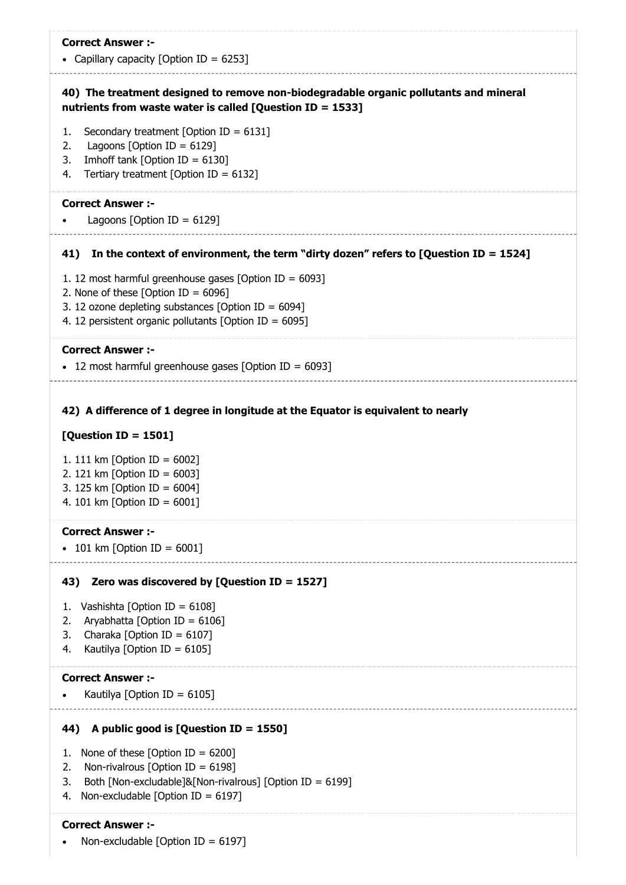**Correct Answer :-**

- Capillary capacity [Option ID = 6253]

**40) The treatment designed to remove non-biodegradable organic pollutants and mineral nutrients from waste water is called [Question ID = 1533]**

1. Secondary treatment [Option ID = 6131]
2. Lagoons [Option ID = 6129]
3. Imhoff tank [Option ID = 6130]
4. Tertiary treatment [Option ID = 6132]

**Correct Answer :-**

- Lagoons [Option ID = 6129]

**41) In the context of environment, the term "dirty dozen" refers to [Question ID = 1524]**

1. 12 most harmful greenhouse gases [Option ID = 6093]
2. None of these [Option ID = 6096]
3. 12 ozone depleting substances [Option ID = 6094]
4. 12 persistent organic pollutants [Option ID = 6095]

**Correct Answer :-**

- 12 most harmful greenhouse gases [Option ID = 6093]

**42) A difference of 1 degree in longitude at the Equator is equivalent to nearly**

**[Question ID = 1501]**

1. 111 km [Option ID = 6002]
2. 121 km [Option ID = 6003]
3. 125 km [Option ID = 6004]
4. 101 km [Option ID = 6001]

**Correct Answer :-**

- 101 km [Option ID = 6001]

**43) Zero was discovered by [Question ID = 1527]**

1. Vashishta [Option ID = 6108]
2. Aryabhatta [Option ID = 6106]
3. Charaka [Option ID = 6107]
4. Kautilya [Option ID = 6105]

**Correct Answer :-**

- Kautilya [Option ID = 6105]

**44) A public good is [Question ID = 1550]**

1. None of these [Option ID = 6200]
2. Non-rivalrous [Option ID = 6198]
3. Both [Non-excludable]&[Non-rivalrous] [Option ID = 6199]
4. Non-excludable [Option ID = 6197]

**Correct Answer :-**

- Non-excludable [Option ID = 6197]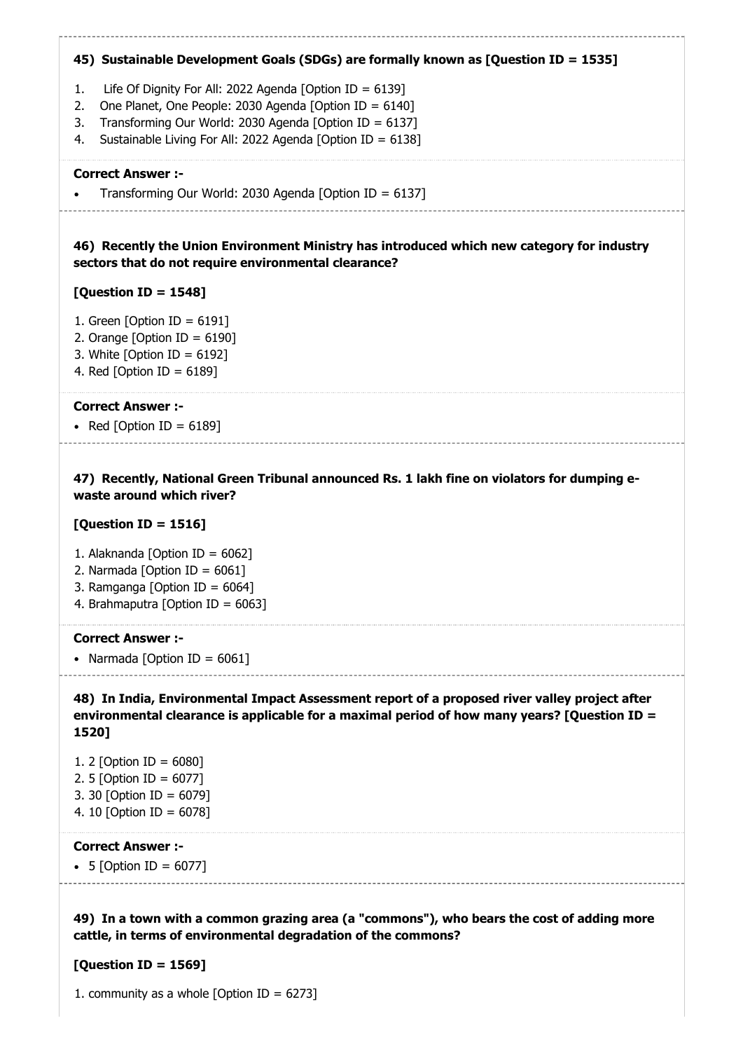**45) Sustainable Development Goals (SDGs) are formally known as [Question ID = 1535]**

1. Life Of Dignity For All: 2022 Agenda [Option ID = 6139]
2. One Planet, One People: 2030 Agenda [Option ID = 6140]
3. Transforming Our World: 2030 Agenda [Option ID = 6137]
4. Sustainable Living For All: 2022 Agenda [Option ID = 6138]

**Correct Answer :-**

- Transforming Our World: 2030 Agenda [Option ID = 6137]

---

**46) Recently the Union Environment Ministry has introduced which new category for industry sectors that do not require environmental clearance?**

**[Question ID = 1548]**

1. Green [Option ID = 6191]
2. Orange [Option ID = 6190]
3. White [Option ID = 6192]
4. Red [Option ID = 6189]

**Correct Answer :-**

- Red [Option ID = 6189]

---

**47) Recently, National Green Tribunal announced Rs. 1 lakh fine on violators for dumping e-waste around which river?**

**[Question ID = 1516]**

1. Alaknanda [Option ID = 6062]
2. Narmada [Option ID = 6061]
3. Ramganga [Option ID = 6064]
4. Brahmaputra [Option ID = 6063]

**Correct Answer :-**

- Narmada [Option ID = 6061]

---

**48) In India, Environmental Impact Assessment report of a proposed river valley project after environmental clearance is applicable for a maximal period of how many years? [Question ID = 1520]**

1. 2 [Option ID = 6080]
2. 5 [Option ID = 6077]
3. 30 [Option ID = 6079]
4. 10 [Option ID = 6078]

**Correct Answer :-**

- 5 [Option ID = 6077]

---

**49) In a town with a common grazing area (a "commons"), who bears the cost of adding more cattle, in terms of environmental degradation of the commons?**

**[Question ID = 1569]**

1. community as a whole [Option ID = 6273]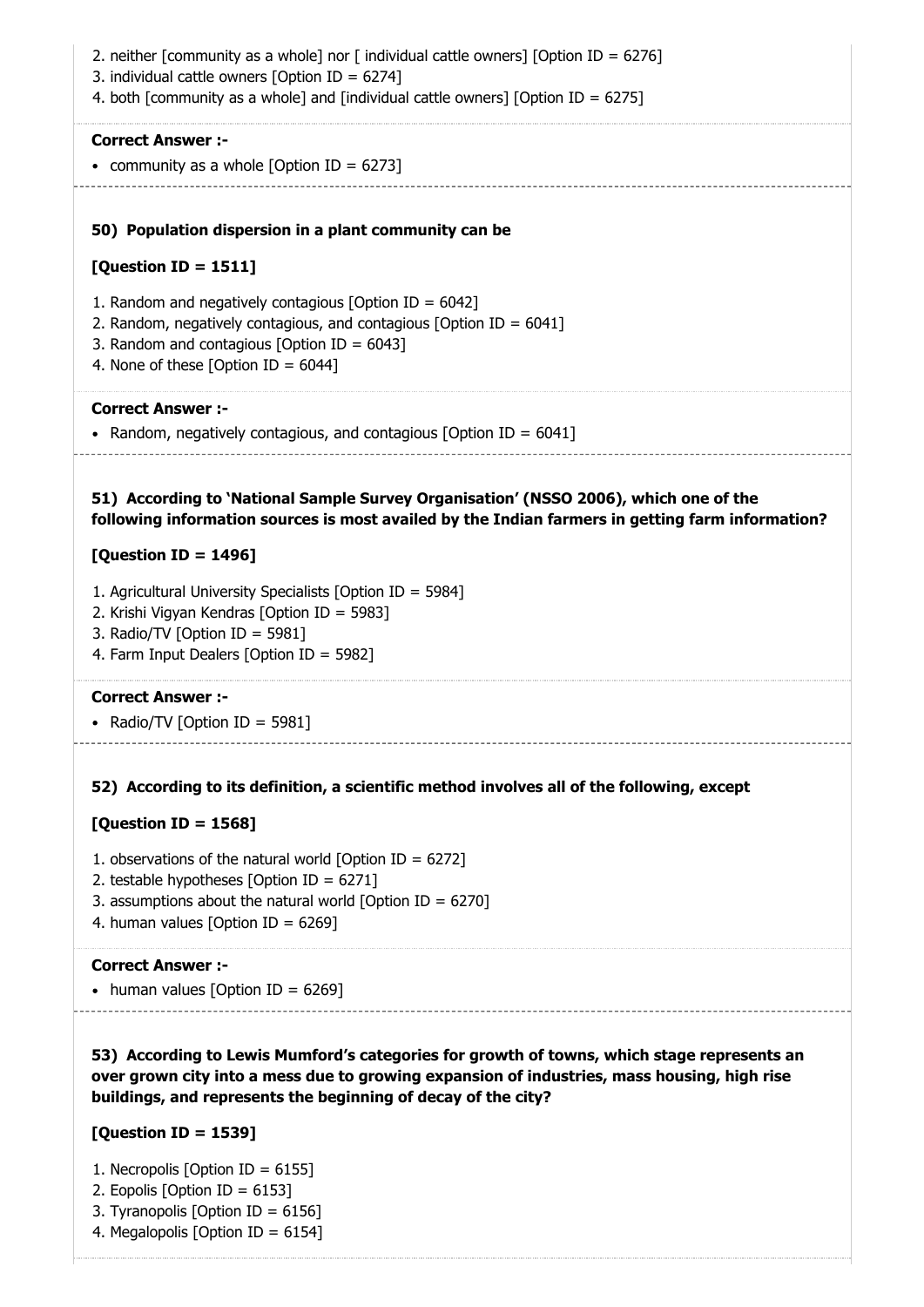2. neither [community as a whole] nor [ individual cattle owners] [Option ID = 6276]
3. individual cattle owners [Option ID = 6274]
4. both [community as a whole] and [individual cattle owners] [Option ID = 6275]

**Correct Answer :-**

- community as a whole [Option ID = 6273]

**50) Population dispersion in a plant community can be**

**[Question ID = 1511]**

1. Random and negatively contagious [Option ID = 6042]
2. Random, negatively contagious, and contagious [Option ID = 6041]
3. Random and contagious [Option ID = 6043]
4. None of these [Option ID = 6044]

**Correct Answer :-**

- Random, negatively contagious, and contagious [Option ID = 6041]

**51) According to 'National Sample Survey Organisation' (NSSO 2006), which one of the following information sources is most availed by the Indian farmers in getting farm information?**

**[Question ID = 1496]**

1. Agricultural University Specialists [Option ID = 5984]
2. Krishi Vigyan Kendras [Option ID = 5983]
3. Radio/TV [Option ID = 5981]
4. Farm Input Dealers [Option ID = 5982]

**Correct Answer :-**

- Radio/TV [Option ID = 5981]

**52) According to its definition, a scientific method involves all of the following, except**

**[Question ID = 1568]**

1. observations of the natural world [Option ID = 6272]
2. testable hypotheses [Option ID = 6271]
3. assumptions about the natural world [Option ID = 6270]
4. human values [Option ID = 6269]

**Correct Answer :-**

- human values [Option ID = 6269]

**53) According to Lewis Mumford's categories for growth of towns, which stage represents an over grown city into a mess due to growing expansion of industries, mass housing, high rise buildings, and represents the beginning of decay of the city?**

**[Question ID = 1539]**

1. Necropolis [Option ID = 6155]
2. Eopolis [Option ID = 6153]
3. Tyranopolis [Option ID = 6156]
4. Megalopolis [Option ID = 6154]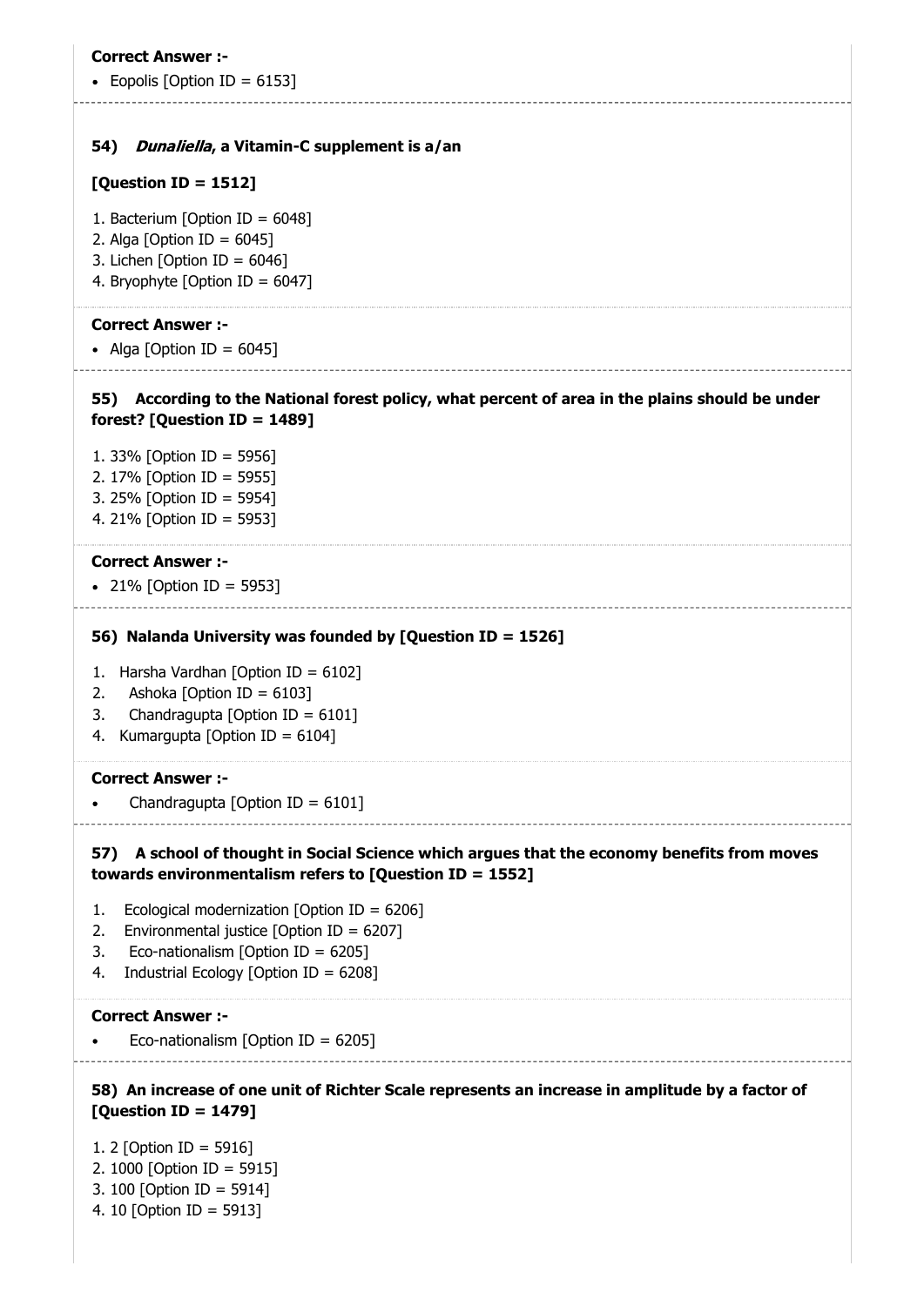**Correct Answer :-**

- Eopolis [Option ID = 6153]

**54) *Dunaliella*, a Vitamin-C supplement is a/an**

**[Question ID = 1512]**

1. Bacterium [Option ID = 6048]
2. Alga [Option ID = 6045]
3. Lichen [Option ID = 6046]
4. Bryophyte [Option ID = 6047]

**Correct Answer :-**

- Alga [Option ID = 6045]

**55) According to the National forest policy, what percent of area in the plains should be under forest? [Question ID = 1489]**

1. 33% [Option ID = 5956]
2. 17% [Option ID = 5955]
3. 25% [Option ID = 5954]
4. 21% [Option ID = 5953]

**Correct Answer :-**

- 21% [Option ID = 5953]

**56) Nalanda University was founded by [Question ID = 1526]**

1. Harsha Vardhan [Option ID = 6102]
2. Ashoka [Option ID = 6103]
3. Chandragupta [Option ID = 6101]
4. Kumargupta [Option ID = 6104]

**Correct Answer :-**

- Chandragupta [Option ID = 6101]

**57) A school of thought in Social Science which argues that the economy benefits from moves towards environmentalism refers to [Question ID = 1552]**

1. Ecological modernization [Option ID = 6206]
2. Environmental justice [Option ID = 6207]
3. Eco-nationalism [Option ID = 6205]
4. Industrial Ecology [Option ID = 6208]

**Correct Answer :-**

- Eco-nationalism [Option ID = 6205]

**58) An increase of one unit of Richter Scale represents an increase in amplitude by a factor of [Question ID = 1479]**

1. 2 [Option ID = 5916]
2. 1000 [Option ID = 5915]
3. 100 [Option ID = 5914]
4. 10 [Option ID = 5913]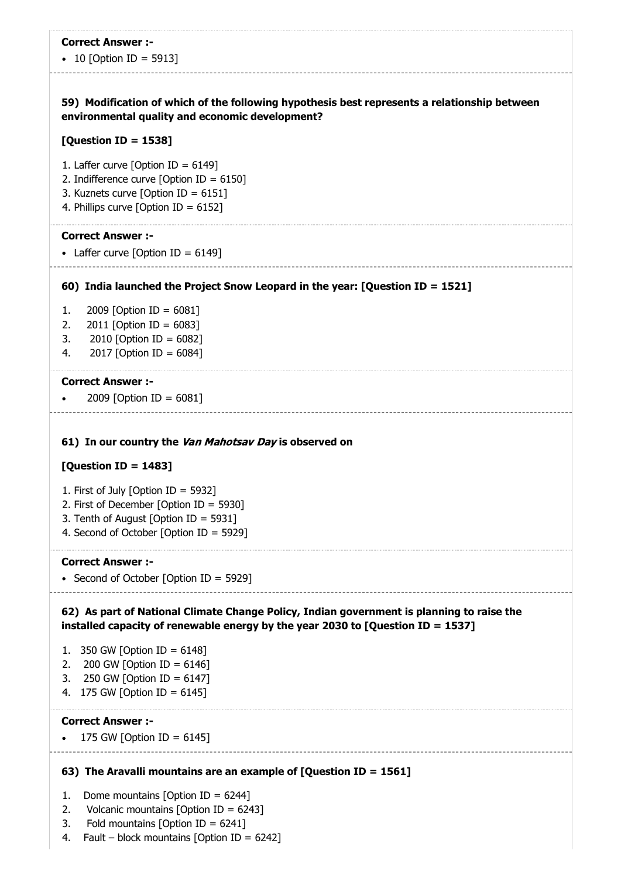**Correct Answer :-**

- 10 [Option ID = 5913]

**59) Modification of which of the following hypothesis best represents a relationship between environmental quality and economic development?**

**[Question ID = 1538]**

1. Laffer curve [Option ID = 6149]
2. Indifference curve [Option ID = 6150]
3. Kuznets curve [Option ID = 6151]
4. Phillips curve [Option ID = 6152]

**Correct Answer :-**

- Laffer curve [Option ID = 6149]

**60) India launched the Project Snow Leopard in the year: [Question ID = 1521]**

1. 2009 [Option ID = 6081]
2. 2011 [Option ID = 6083]
3. 2010 [Option ID = 6082]
4. 2017 [Option ID = 6084]

**Correct Answer :-**

- 2009 [Option ID = 6081]

**61) In our country the *Van Mahotsav Day* is observed on**

**[Question ID = 1483]**

1. First of July [Option ID = 5932]
2. First of December [Option ID = 5930]
3. Tenth of August [Option ID = 5931]
4. Second of October [Option ID = 5929]

**Correct Answer :-**

- Second of October [Option ID = 5929]

**62) As part of National Climate Change Policy, Indian government is planning to raise the installed capacity of renewable energy by the year 2030 to [Question ID = 1537]**

1. 350 GW [Option ID = 6148]
2. 200 GW [Option ID = 6146]
3. 250 GW [Option ID = 6147]
4. 175 GW [Option ID = 6145]

**Correct Answer :-**

- 175 GW [Option ID = 6145]

**63) The Aravalli mountains are an example of [Question ID = 1561]**

1. Dome mountains [Option ID = 6244]
2. Volcanic mountains [Option ID = 6243]
3. Fold mountains [Option ID = 6241]
4. Fault – block mountains [Option ID = 6242]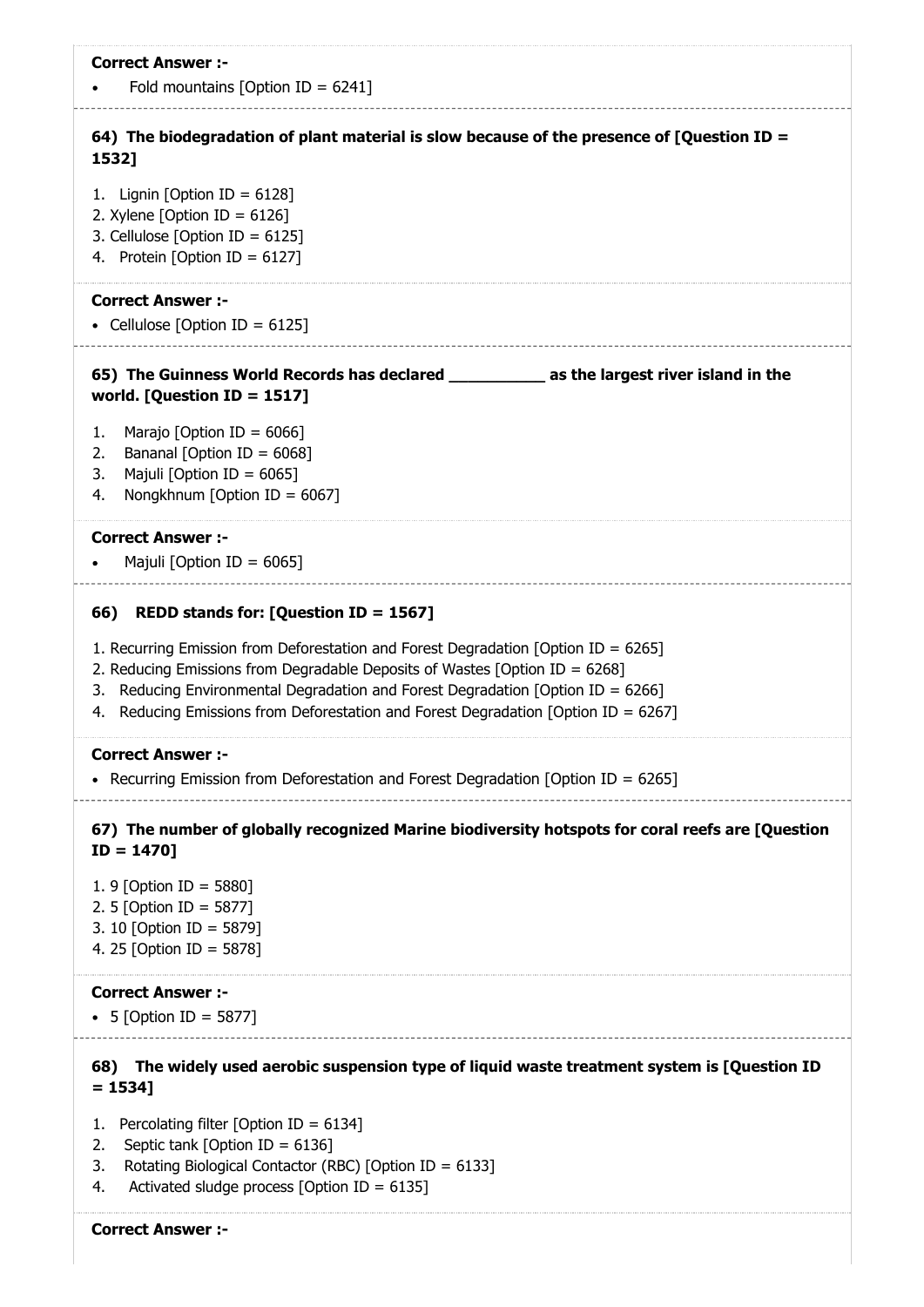**Correct Answer :-**

- Fold mountains [Option ID = 6241]

---

**64) The biodegradation of plant material is slow because of the presence of [Question ID = 1532]**

1. Lignin [Option ID = 6128]
2. Xylene [Option ID = 6126]
3. Cellulose [Option ID = 6125]
4. Protein [Option ID = 6127]

**Correct Answer :-**

- Cellulose [Option ID = 6125]

---

**65) The Guinness World Records has declared __________ as the largest river island in the world. [Question ID = 1517]**

1. Marajo [Option ID = 6066]
2. Bananal [Option ID = 6068]
3. Majuli [Option ID = 6065]
4. Nongkhnum [Option ID = 6067]

**Correct Answer :-**

- Majuli [Option ID = 6065]

---

**66) REDD stands for: [Question ID = 1567]**

1. Recurring Emission from Deforestation and Forest Degradation [Option ID = 6265]
2. Reducing Emissions from Degradable Deposits of Wastes [Option ID = 6268]
3. Reducing Environmental Degradation and Forest Degradation [Option ID = 6266]
4. Reducing Emissions from Deforestation and Forest Degradation [Option ID = 6267]

**Correct Answer :-**

- Recurring Emission from Deforestation and Forest Degradation [Option ID = 6265]

---

**67) The number of globally recognized Marine biodiversity hotspots for coral reefs are [Question ID = 1470]**

1. 9 [Option ID = 5880]
2. 5 [Option ID = 5877]
3. 10 [Option ID = 5879]
4. 25 [Option ID = 5878]

**Correct Answer :-**

- 5 [Option ID = 5877]

---

**68) The widely used aerobic suspension type of liquid waste treatment system is [Question ID = 1534]**

1. Percolating filter [Option ID = 6134]
2. Septic tank [Option ID = 6136]
3. Rotating Biological Contactor (RBC) [Option ID = 6133]
4. Activated sludge process [Option ID = 6135]

**Correct Answer :-**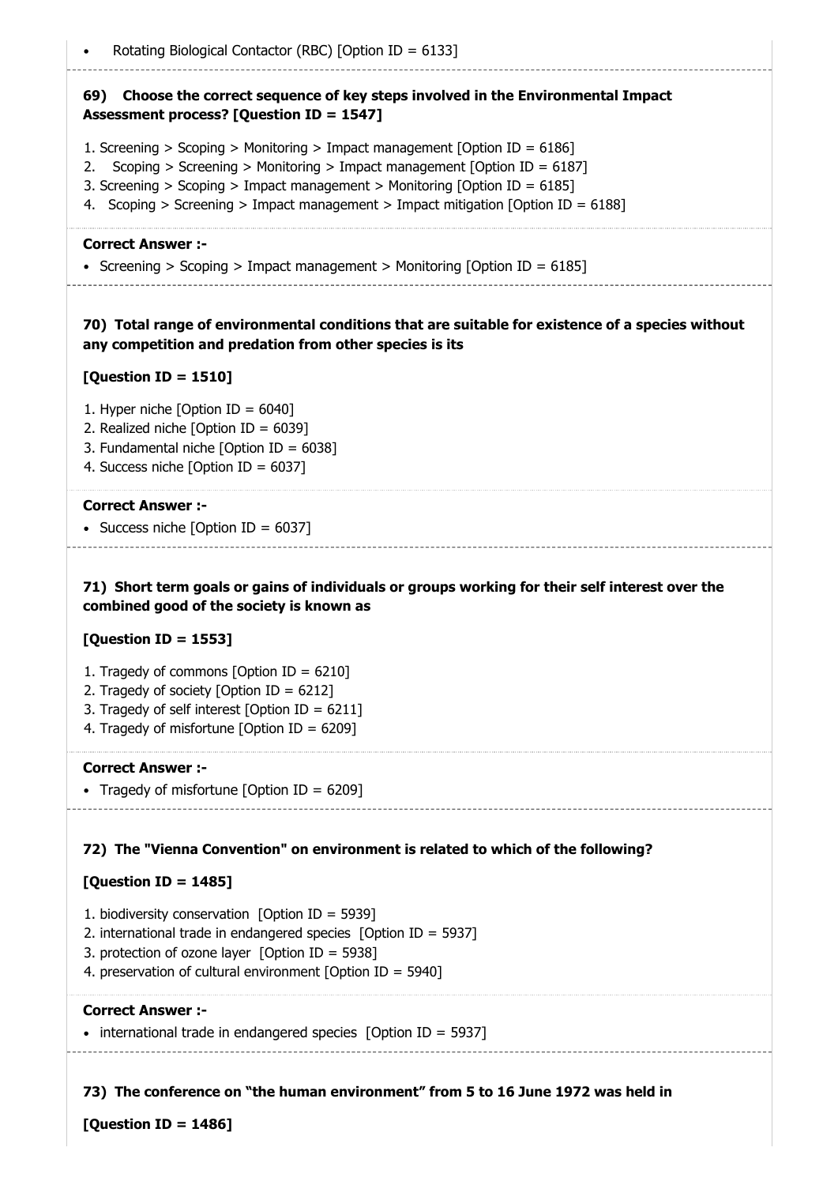- Rotating Biological Contactor (RBC) [Option ID = 6133]

**69) Choose the correct sequence of key steps involved in the Environmental Impact Assessment process? [Question ID = 1547]**

1. Screening > Scoping > Monitoring > Impact management [Option ID = 6186]
2. Scoping > Screening > Monitoring > Impact management [Option ID = 6187]
3. Screening > Scoping > Impact management > Monitoring [Option ID = 6185]
4. Scoping > Screening > Impact management > Impact mitigation [Option ID = 6188]

**Correct Answer :-**

- Screening > Scoping > Impact management > Monitoring [Option ID = 6185]

**70) Total range of environmental conditions that are suitable for existence of a species without any competition and predation from other species is its**

**[Question ID = 1510]**

1. Hyper niche [Option ID = 6040]
2. Realized niche [Option ID = 6039]
3. Fundamental niche [Option ID = 6038]
4. Success niche [Option ID = 6037]

**Correct Answer :-**

- Success niche [Option ID = 6037]

**71) Short term goals or gains of individuals or groups working for their self interest over the combined good of the society is known as**

**[Question ID = 1553]**

1. Tragedy of commons [Option ID = 6210]
2. Tragedy of society [Option ID = 6212]
3. Tragedy of self interest [Option ID = 6211]
4. Tragedy of misfortune [Option ID = 6209]

**Correct Answer :-**

- Tragedy of misfortune [Option ID = 6209]

**72) The "Vienna Convention" on environment is related to which of the following?**

**[Question ID = 1485]**

1. biodiversity conservation [Option ID = 5939]
2. international trade in endangered species [Option ID = 5937]
3. protection of ozone layer [Option ID = 5938]
4. preservation of cultural environment [Option ID = 5940]

**Correct Answer :-**

- international trade in endangered species [Option ID = 5937]

**73) The conference on "the human environment" from 5 to 16 June 1972 was held in**

**[Question ID = 1486]**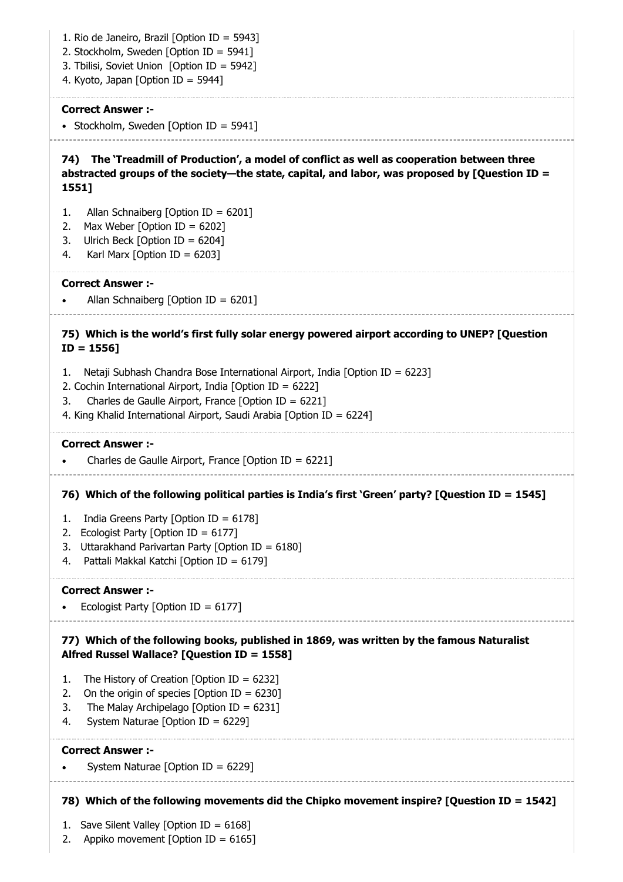1. Rio de Janeiro, Brazil [Option ID = 5943]
2. Stockholm, Sweden [Option ID = 5941]
3. Tbilisi, Soviet Union [Option ID = 5942]
4. Kyoto, Japan [Option ID = 5944]

**Correct Answer :-**

- Stockholm, Sweden [Option ID = 5941]

**74) The 'Treadmill of Production', a model of conflict as well as cooperation between three abstracted groups of the society—the state, capital, and labor, was proposed by [Question ID = 1551]**

1. Allan Schnaiberg [Option ID = 6201]
2. Max Weber [Option ID = 6202]
3. Ulrich Beck [Option ID = 6204]
4. Karl Marx [Option ID = 6203]

**Correct Answer :-**

- Allan Schnaiberg [Option ID = 6201]

**75) Which is the world's first fully solar energy powered airport according to UNEP? [Question ID = 1556]**

1. Netaji Subhash Chandra Bose International Airport, India [Option ID = 6223]
2. Cochin International Airport, India [Option ID = 6222]
3. Charles de Gaulle Airport, France [Option ID = 6221]
4. King Khalid International Airport, Saudi Arabia [Option ID = 6224]

**Correct Answer :-**

- Charles de Gaulle Airport, France [Option ID = 6221]

**76) Which of the following political parties is India's first 'Green' party? [Question ID = 1545]**

1. India Greens Party [Option ID = 6178]
2. Ecologist Party [Option ID = 6177]
3. Uttarakhand Parivartan Party [Option ID = 6180]
4. Pattali Makkal Katchi [Option ID = 6179]

**Correct Answer :-**

- Ecologist Party [Option ID = 6177]

**77) Which of the following books, published in 1869, was written by the famous Naturalist Alfred Russel Wallace? [Question ID = 1558]**

1. The History of Creation [Option ID = 6232]
2. On the origin of species [Option ID = 6230]
3. The Malay Archipelago [Option ID = 6231]
4. System Naturae [Option ID = 6229]

**Correct Answer :-**

- System Naturae [Option ID = 6229]

**78) Which of the following movements did the Chipko movement inspire? [Question ID = 1542]**

1. Save Silent Valley [Option ID = 6168]
2. Appiko movement [Option ID = 6165]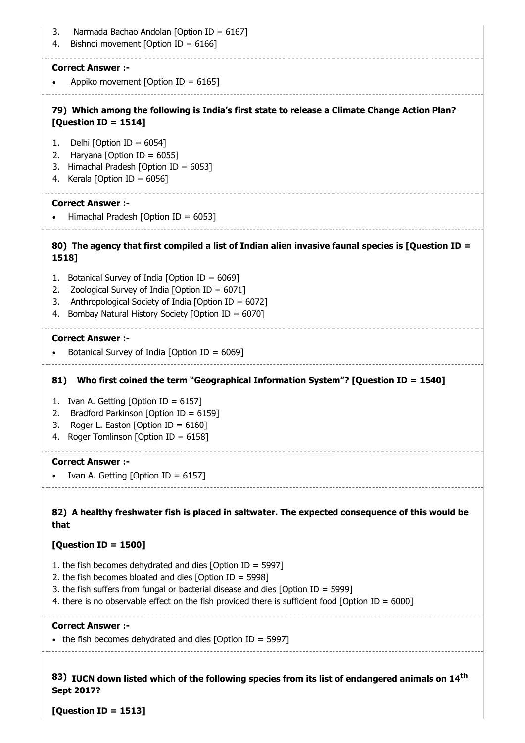3. Narmada Bachao Andolan [Option ID = 6167]
4. Bishnoi movement [Option ID = 6166]

**Correct Answer :-**

- Appiko movement [Option ID = 6165]

**79) Which among the following is India's first state to release a Climate Change Action Plan? [Question ID = 1514]**

1. Delhi [Option ID = 6054]
2. Haryana [Option ID = 6055]
3. Himachal Pradesh [Option ID = 6053]
4. Kerala [Option ID = 6056]

**Correct Answer :-**

- Himachal Pradesh [Option ID = 6053]

**80) The agency that first compiled a list of Indian alien invasive faunal species is [Question ID = 1518]**

1. Botanical Survey of India [Option ID = 6069]
2. Zoological Survey of India [Option ID = 6071]
3. Anthropological Society of India [Option ID = 6072]
4. Bombay Natural History Society [Option ID = 6070]

**Correct Answer :-**

- Botanical Survey of India [Option ID = 6069]

**81) Who first coined the term "Geographical Information System"? [Question ID = 1540]**

1. Ivan A. Getting [Option ID = 6157]
2. Bradford Parkinson [Option ID = 6159]
3. Roger L. Easton [Option ID = 6160]
4. Roger Tomlinson [Option ID = 6158]

**Correct Answer :-**

- Ivan A. Getting [Option ID = 6157]

**82) A healthy freshwater fish is placed in saltwater. The expected consequence of this would be that**

**[Question ID = 1500]**

1. the fish becomes dehydrated and dies [Option ID = 5997]
2. the fish becomes bloated and dies [Option ID = 5998]
3. the fish suffers from fungal or bacterial disease and dies [Option ID = 5999]
4. there is no observable effect on the fish provided there is sufficient food [Option ID = 6000]

**Correct Answer :-**

- the fish becomes dehydrated and dies [Option ID = 5997]

**83) IUCN down listed which of the following species from its list of endangered animals on 14th Sept 2017?**

**[Question ID = 1513]**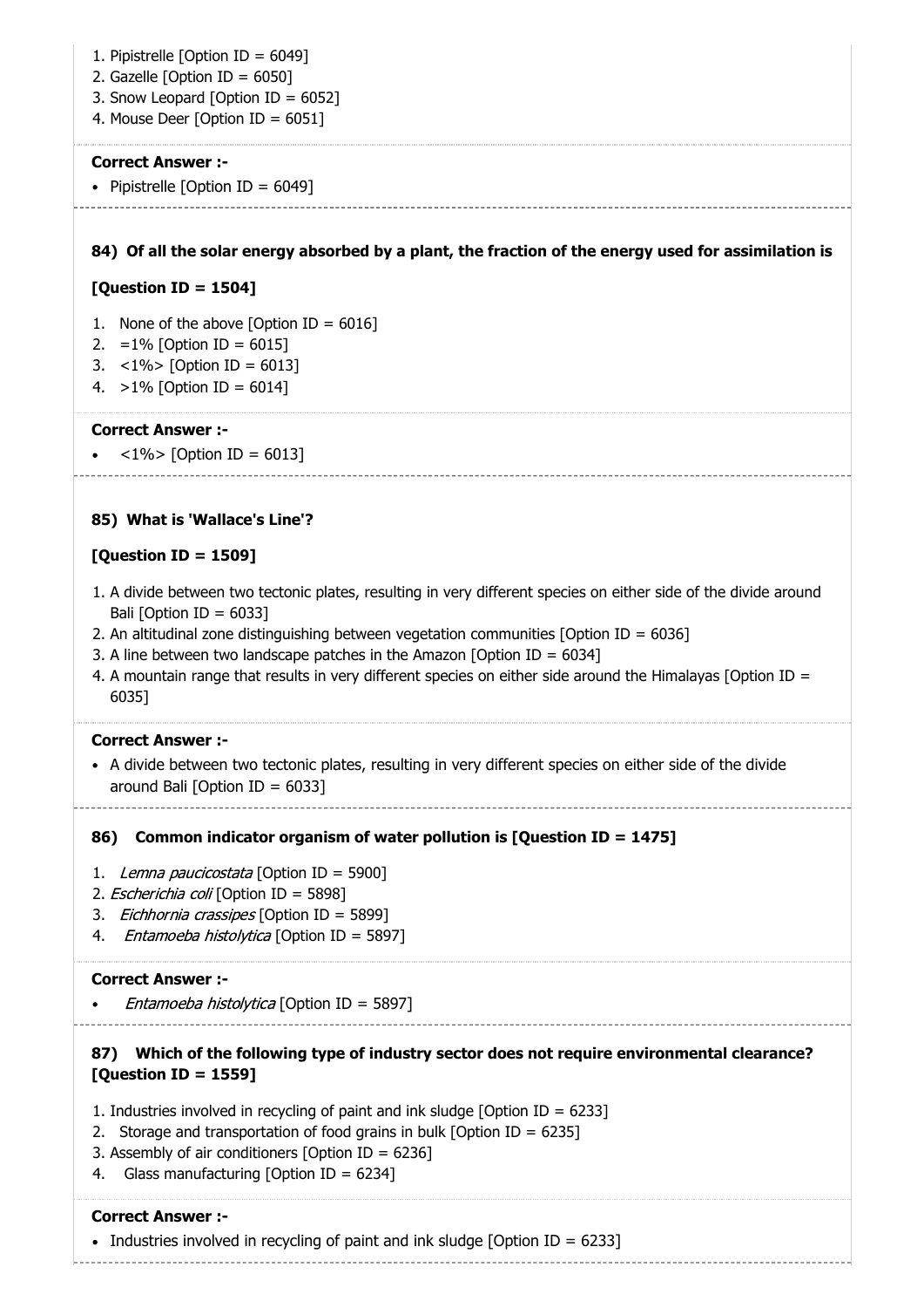1. Pipistrelle [Option ID = 6049]
2. Gazelle [Option ID = 6050]
3. Snow Leopard [Option ID = 6052]
4. Mouse Deer [Option ID = 6051]

**Correct Answer :-**

- Pipistrelle [Option ID = 6049]

---

**84) Of all the solar energy absorbed by a plant, the fraction of the energy used for assimilation is**

**[Question ID = 1504]**

1. None of the above [Option ID = 6016]
2. =1% [Option ID = 6015]
3. <1%> [Option ID = 6013]
4. >1% [Option ID = 6014]

**Correct Answer :-**

- <1%> [Option ID = 6013]

---

**85) What is 'Wallace's Line'?**

**[Question ID = 1509]**

1. A divide between two tectonic plates, resulting in very different species on either side of the divide around Bali [Option ID = 6033]
2. An altitudinal zone distinguishing between vegetation communities [Option ID = 6036]
3. A line between two landscape patches in the Amazon [Option ID = 6034]
4. A mountain range that results in very different species on either side around the Himalayas [Option ID = 6035]

**Correct Answer :-**

- A divide between two tectonic plates, resulting in very different species on either side of the divide around Bali [Option ID = 6033]

---

**86) Common indicator organism of water pollution is [Question ID = 1475]**

1. *Lemna paucicostata* [Option ID = 5900]
2. *Escherichia coli* [Option ID = 5898]
3. *Eichhornia crassipes* [Option ID = 5899]
4. *Entamoeba histolytica* [Option ID = 5897]

**Correct Answer :-**

- *Entamoeba histolytica* [Option ID = 5897]

---

**87) Which of the following type of industry sector does not require environmental clearance? [Question ID = 1559]**

1. Industries involved in recycling of paint and ink sludge [Option ID = 6233]
2. Storage and transportation of food grains in bulk [Option ID = 6235]
3. Assembly of air conditioners [Option ID = 6236]
4. Glass manufacturing [Option ID = 6234]

**Correct Answer :-**

- Industries involved in recycling of paint and ink sludge [Option ID = 6233]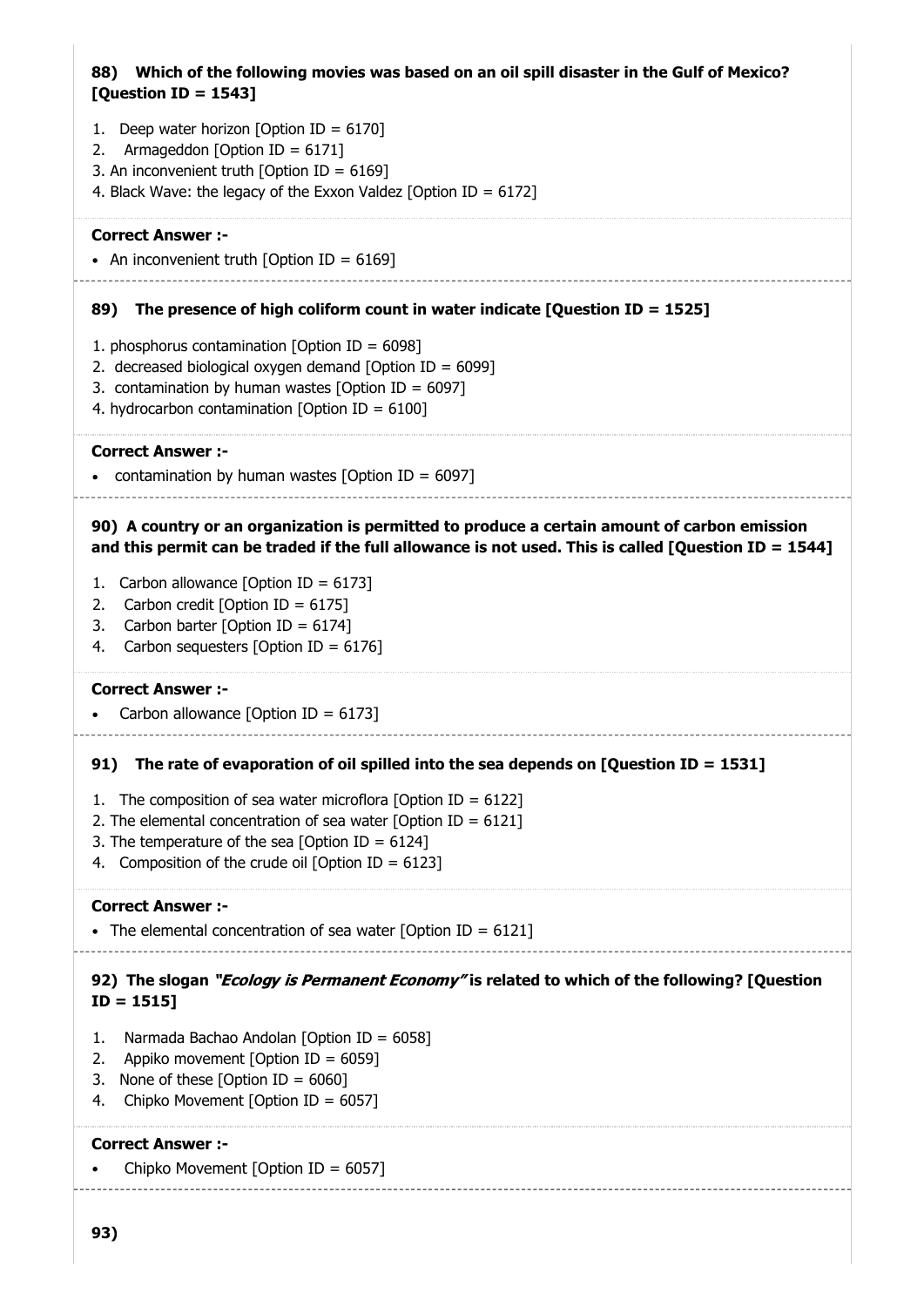**88) Which of the following movies was based on an oil spill disaster in the Gulf of Mexico? [Question ID = 1543]**

1. Deep water horizon [Option ID = 6170]
2. Armageddon [Option ID = 6171]
3. An inconvenient truth [Option ID = 6169]
4. Black Wave: the legacy of the Exxon Valdez [Option ID = 6172]

**Correct Answer :-**

- An inconvenient truth [Option ID = 6169]

**89) The presence of high coliform count in water indicate [Question ID = 1525]**

1. phosphorus contamination [Option ID = 6098]
2. decreased biological oxygen demand [Option ID = 6099]
3. contamination by human wastes [Option ID = 6097]
4. hydrocarbon contamination [Option ID = 6100]

**Correct Answer :-**

- contamination by human wastes [Option ID = 6097]

**90) A country or an organization is permitted to produce a certain amount of carbon emission and this permit can be traded if the full allowance is not used. This is called [Question ID = 1544]**

1. Carbon allowance [Option ID = 6173]
2. Carbon credit [Option ID = 6175]
3. Carbon barter [Option ID = 6174]
4. Carbon sequesters [Option ID = 6176]

**Correct Answer :-**

- Carbon allowance [Option ID = 6173]

**91) The rate of evaporation of oil spilled into the sea depends on [Question ID = 1531]**

1. The composition of sea water microflora [Option ID = 6122]
2. The elemental concentration of sea water [Option ID = 6121]
3. The temperature of the sea [Option ID = 6124]
4. Composition of the crude oil [Option ID = 6123]

**Correct Answer :-**

- The elemental concentration of sea water [Option ID = 6121]

**92) The slogan *"Ecology is Permanent Economy"* is related to which of the following? [Question ID = 1515]**

1. Narmada Bachao Andolan [Option ID = 6058]
2. Appiko movement [Option ID = 6059]
3. None of these [Option ID = 6060]
4. Chipko Movement [Option ID = 6057]

**Correct Answer :-**

- Chipko Movement [Option ID = 6057]

**93)**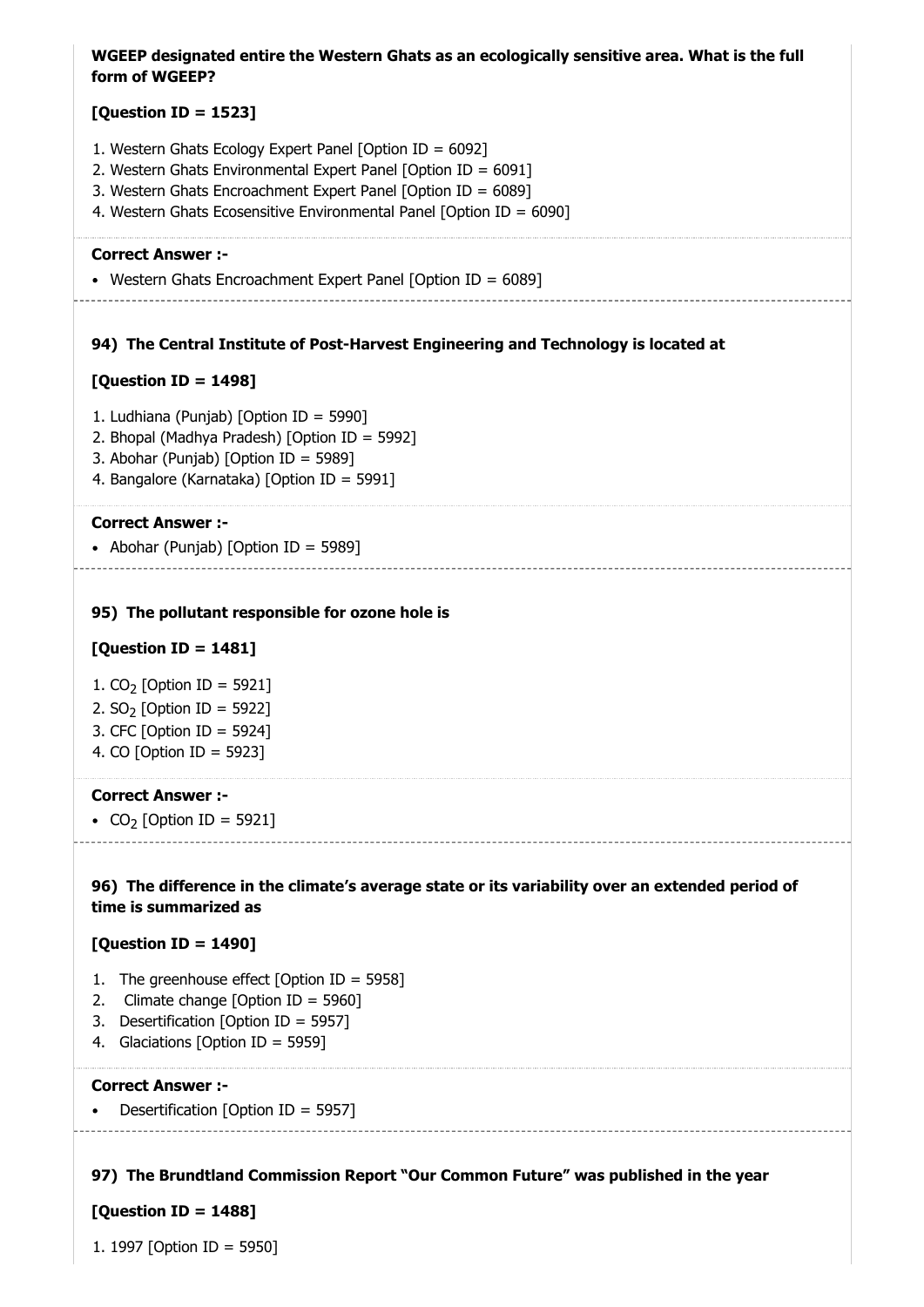**WGEEP designated entire the Western Ghats as an ecologically sensitive area. What is the full form of WGEEP?**

**[Question ID = 1523]**

1. Western Ghats Ecology Expert Panel [Option ID = 6092]
2. Western Ghats Environmental Expert Panel [Option ID = 6091]
3. Western Ghats Encroachment Expert Panel [Option ID = 6089]
4. Western Ghats Ecosensitive Environmental Panel [Option ID = 6090]

**Correct Answer :-**

- Western Ghats Encroachment Expert Panel [Option ID = 6089]

---

**94) The Central Institute of Post-Harvest Engineering and Technology is located at**

**[Question ID = 1498]**

1. Ludhiana (Punjab) [Option ID = 5990]
2. Bhopal (Madhya Pradesh) [Option ID = 5992]
3. Abohar (Punjab) [Option ID = 5989]
4. Bangalore (Karnataka) [Option ID = 5991]

**Correct Answer :-**

- Abohar (Punjab) [Option ID = 5989]

---

**95) The pollutant responsible for ozone hole is**

**[Question ID = 1481]**

1. $CO_2$ [Option ID = 5921]
2. $SO_2$ [Option ID = 5922]
3. CFC [Option ID = 5924]
4. CO [Option ID = 5923]

**Correct Answer :-**

- $CO_2$ [Option ID = 5921]

---

**96) The difference in the climate's average state or its variability over an extended period of time is summarized as**

**[Question ID = 1490]**

1. The greenhouse effect [Option ID = 5958]
2. Climate change [Option ID = 5960]
3. Desertification [Option ID = 5957]
4. Glaciations [Option ID = 5959]

**Correct Answer :-**

- Desertification [Option ID = 5957]

---

**97) The Brundtland Commission Report "Our Common Future" was published in the year**

**[Question ID = 1488]**

1. 1997 [Option ID = 5950]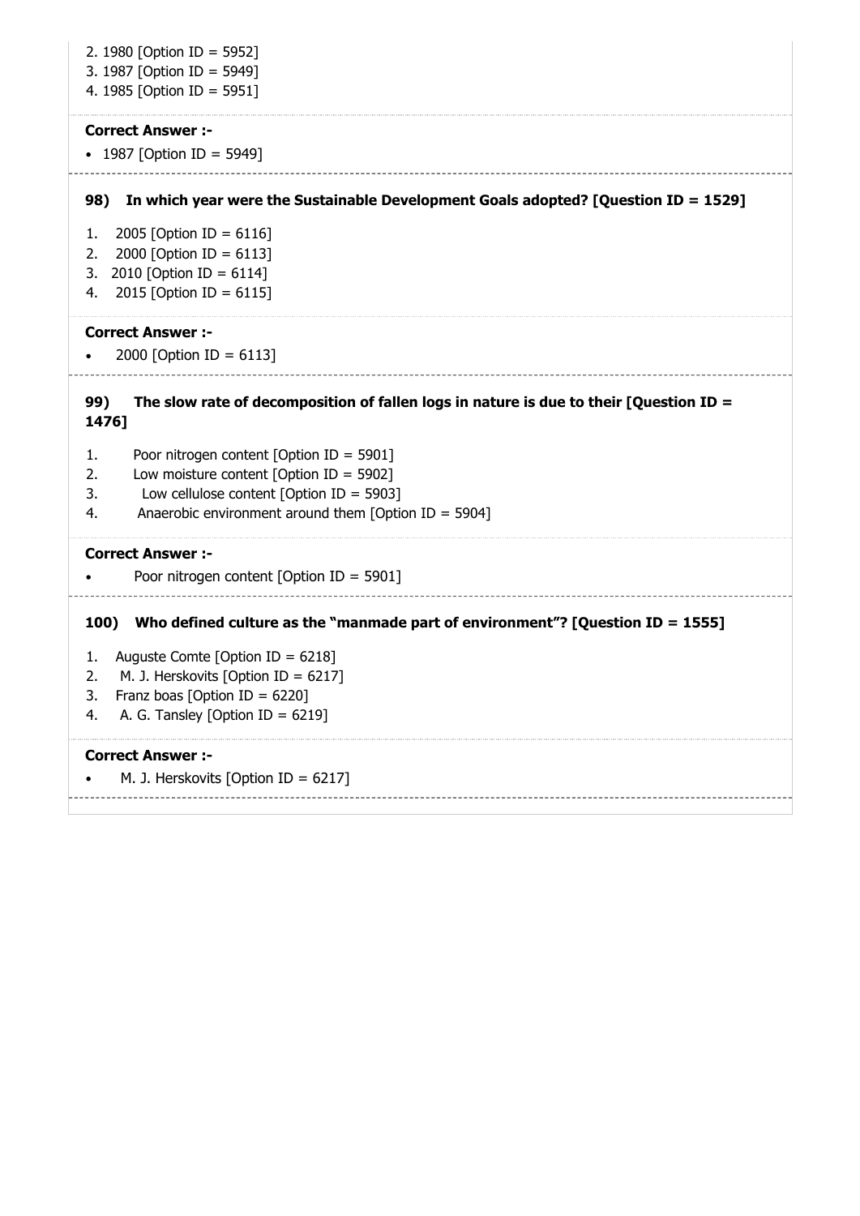2. 1980 [Option ID = 5952]
3. 1987 [Option ID = 5949]
4. 1985 [Option ID = 5951]

**Correct Answer :-**

- 1987 [Option ID = 5949]

**98) In which year were the Sustainable Development Goals adopted? [Question ID = 1529]**

1. 2005 [Option ID = 6116]
2. 2000 [Option ID = 6113]
3. 2010 [Option ID = 6114]
4. 2015 [Option ID = 6115]

**Correct Answer :-**

- 2000 [Option ID = 6113]

**99) The slow rate of decomposition of fallen logs in nature is due to their [Question ID = 1476]**

1. Poor nitrogen content [Option ID = 5901]
2. Low moisture content [Option ID = 5902]
3. Low cellulose content [Option ID = 5903]
4. Anaerobic environment around them [Option ID = 5904]

**Correct Answer :-**

- Poor nitrogen content [Option ID = 5901]

**100) Who defined culture as the "manmade part of environment"? [Question ID = 1555]**

1. Auguste Comte [Option ID = 6218]
2. M. J. Herskovits [Option ID = 6217]
3. Franz boas [Option ID = 6220]
4. A. G. Tansley [Option ID = 6219]

**Correct Answer :-**

- M. J. Herskovits [Option ID = 6217]